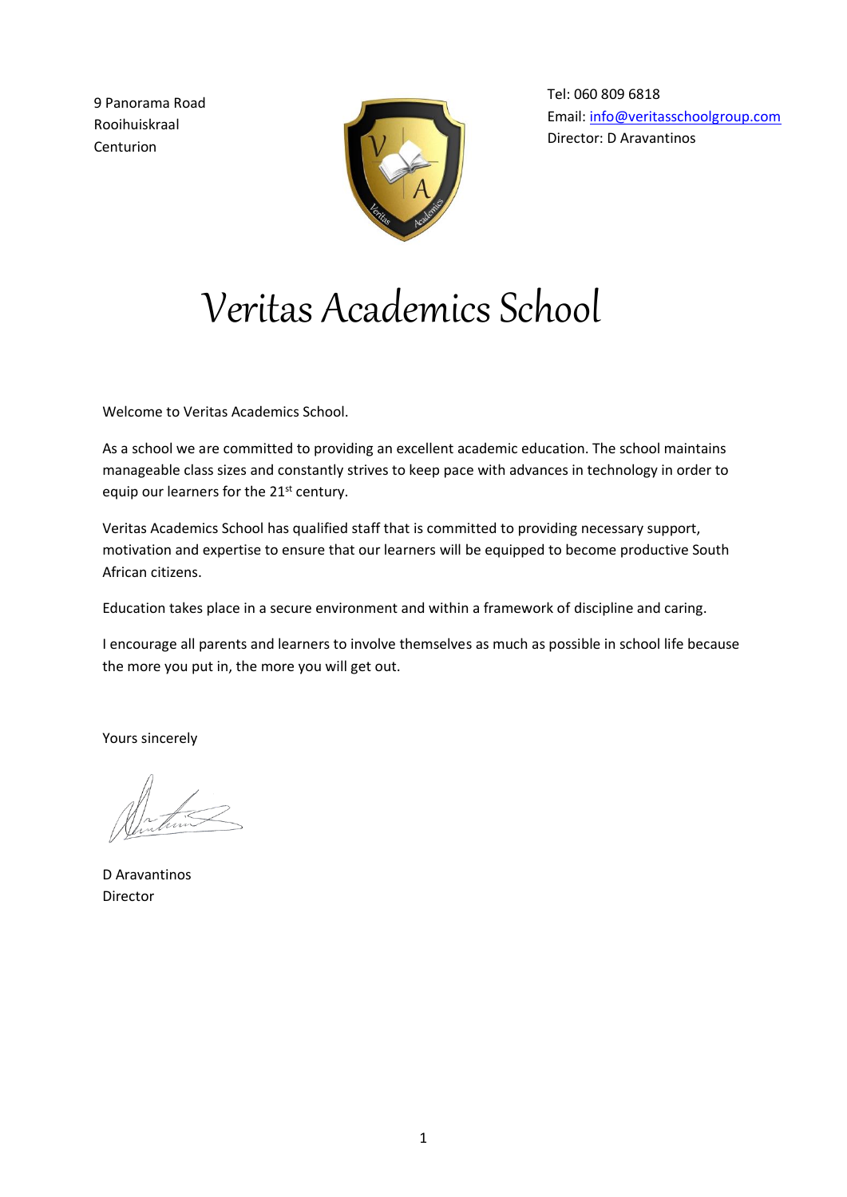9 Panorama Road
Rooihuiskraal
Centurion

Tel: 060 809 6818
Email: info@veritasschoolgroup.com
Director: D Aravantinos

# Veritas Academics School

Welcome to Veritas Academics School.

As a school we are committed to providing an excellent academic education. The school maintains manageable class sizes and constantly strives to keep pace with advances in technology in order to equip our learners for the 21st century.

Veritas Academics School has qualified staff that is committed to providing necessary support, motivation and expertise to ensure that our learners will be equipped to become productive South African citizens.

Education takes place in a secure environment and within a framework of discipline and caring.

I encourage all parents and learners to involve themselves as much as possible in school life because the more you put in, the more you will get out.

Yours sincerely

D Aravantinos
Director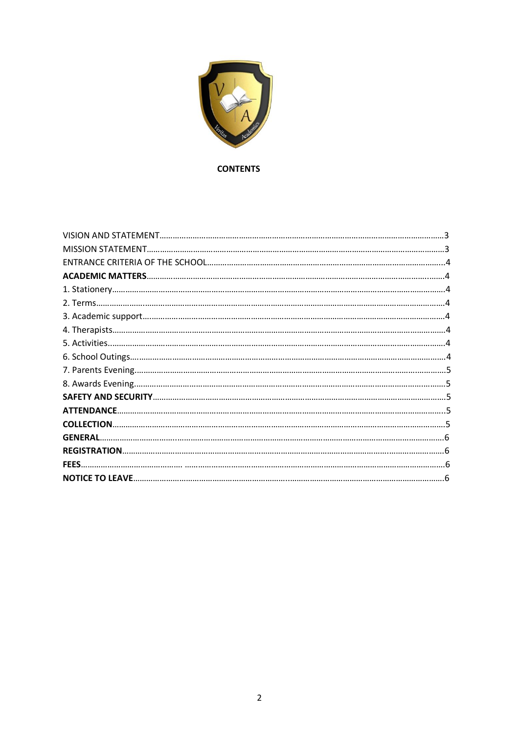## CONTENTS

| | |
|---|---|
| VISION AND STATEMENT | 3 |
| MISSION STATEMENT | 3 |
| ENTRANCE CRITERIA OF THE SCHOOL | 4 |
| **ACADEMIC MATTERS** | 4 |
| 1. Stationery | 4 |
| 2. Terms | 4 |
| 3. Academic support | 4 |
| 4. Therapists | 4 |
| 5. Activities | 4 |
| 6. School Outings | 4 |
| 7. Parents Evening | 5 |
| 8. Awards Evening | 5 |
| **SAFETY AND SECURITY** | 5 |
| **ATTENDANCE** | 5 |
| **COLLECTION** | 5 |
| **GENERAL** | 6 |
| **REGISTRATION** | 6 |
| **FEES** | 6 |
| **NOTICE TO LEAVE** | 6 |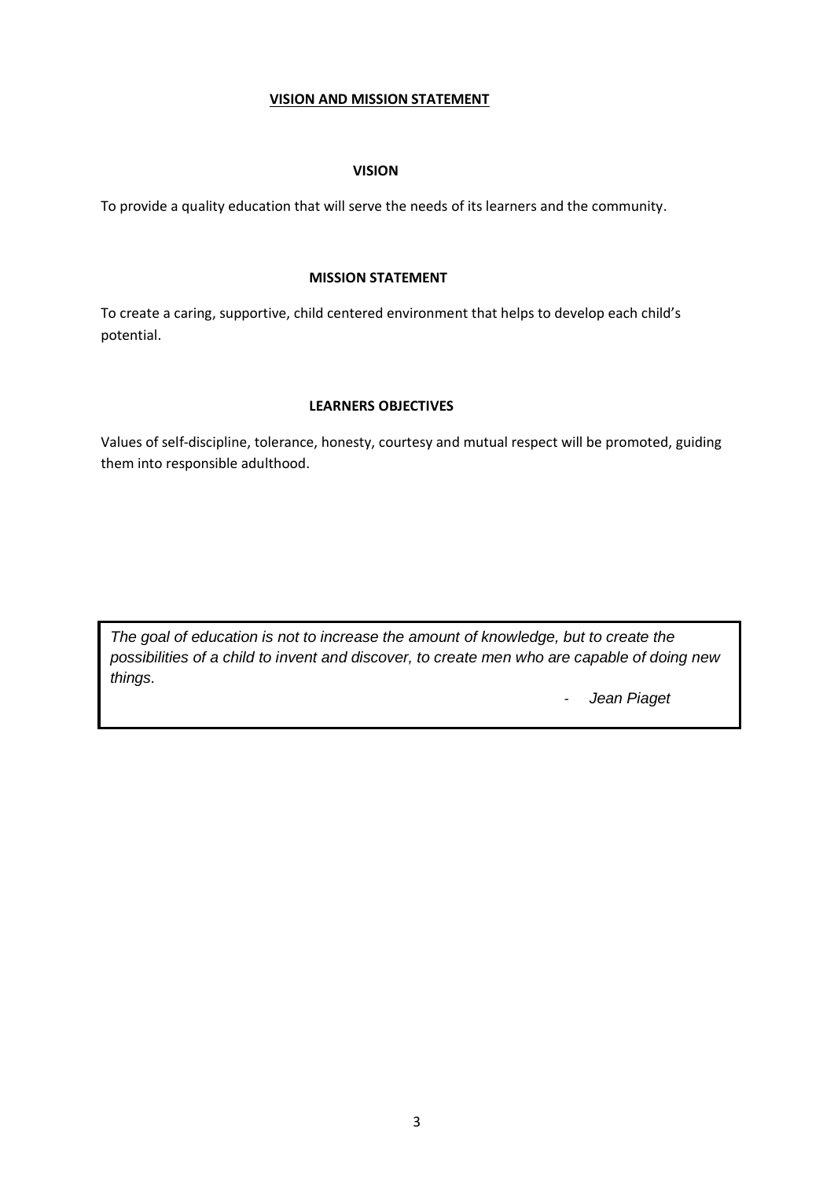# VISION AND MISSION STATEMENT

## VISION

To provide a quality education that will serve the needs of its learners and the community.

## MISSION STATEMENT

To create a caring, supportive, child centered environment that helps to develop each child's potential.

## LEARNERS OBJECTIVES

Values of self-discipline, tolerance, honesty, courtesy and mutual respect will be promoted, guiding them into responsible adulthood.

> *The goal of education is not to increase the amount of knowledge, but to create the possibilities of a child to invent and discover, to create men who are capable of doing new things.*
>
> \- *Jean Piaget*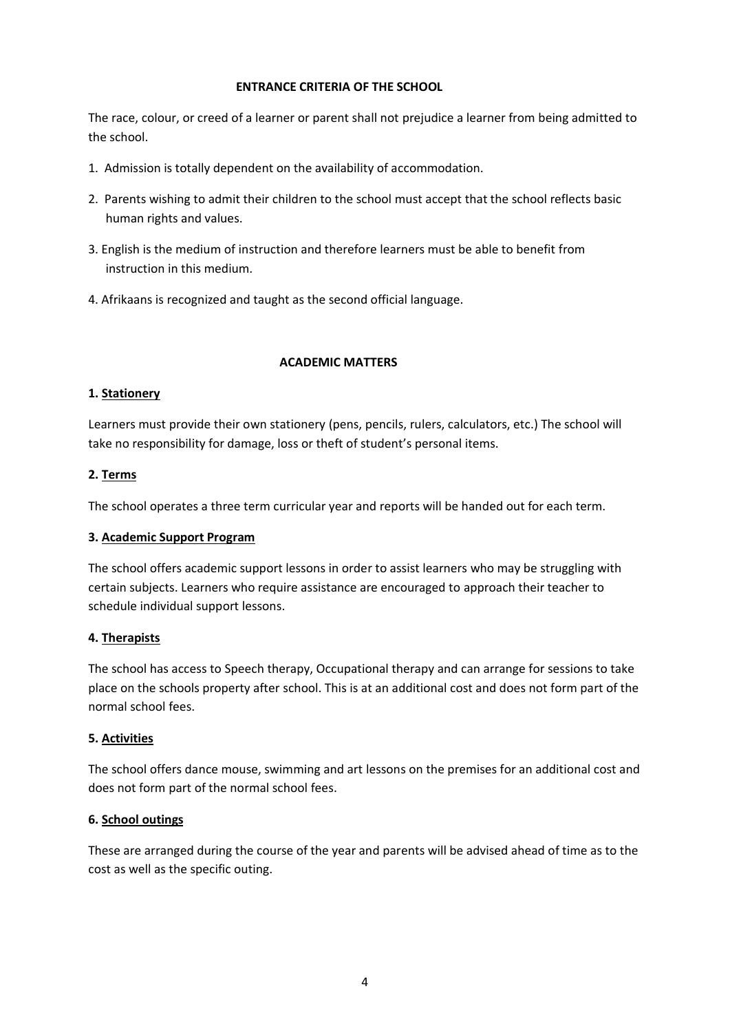## ENTRANCE CRITERIA OF THE SCHOOL

The race, colour, or creed of a learner or parent shall not prejudice a learner from being admitted to the school.

1. Admission is totally dependent on the availability of accommodation.
2. Parents wishing to admit their children to the school must accept that the school reflects basic human rights and values.
3. English is the medium of instruction and therefore learners must be able to benefit from instruction in this medium.
4. Afrikaans is recognized and taught as the second official language.

## ACADEMIC MATTERS

### 1. Stationery

Learners must provide their own stationery (pens, pencils, rulers, calculators, etc.) The school will take no responsibility for damage, loss or theft of student's personal items.

### 2. Terms

The school operates a three term curricular year and reports will be handed out for each term.

### 3. Academic Support Program

The school offers academic support lessons in order to assist learners who may be struggling with certain subjects. Learners who require assistance are encouraged to approach their teacher to schedule individual support lessons.

### 4. Therapists

The school has access to Speech therapy, Occupational therapy and can arrange for sessions to take place on the schools property after school. This is at an additional cost and does not form part of the normal school fees.

### 5. Activities

The school offers dance mouse, swimming and art lessons on the premises for an additional cost and does not form part of the normal school fees.

### 6. School outings

These are arranged during the course of the year and parents will be advised ahead of time as to the cost as well as the specific outing.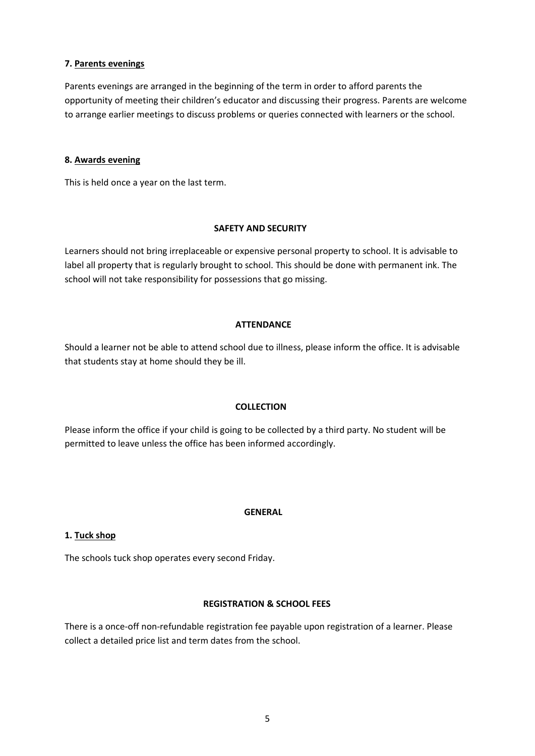**7. Parents evenings**

Parents evenings are arranged in the beginning of the term in order to afford parents the opportunity of meeting their children's educator and discussing their progress. Parents are welcome to arrange earlier meetings to discuss problems or queries connected with learners or the school.

**8. Awards evening**

This is held once a year on the last term.

## SAFETY AND SECURITY

Learners should not bring irreplaceable or expensive personal property to school. It is advisable to label all property that is regularly brought to school. This should be done with permanent ink. The school will not take responsibility for possessions that go missing.

## ATTENDANCE

Should a learner not be able to attend school due to illness, please inform the office. It is advisable that students stay at home should they be ill.

## COLLECTION

Please inform the office if your child is going to be collected by a third party. No student will be permitted to leave unless the office has been informed accordingly.

## GENERAL

**1. Tuck shop**

The schools tuck shop operates every second Friday.

## REGISTRATION & SCHOOL FEES

There is a once-off non-refundable registration fee payable upon registration of a learner. Please collect a detailed price list and term dates from the school.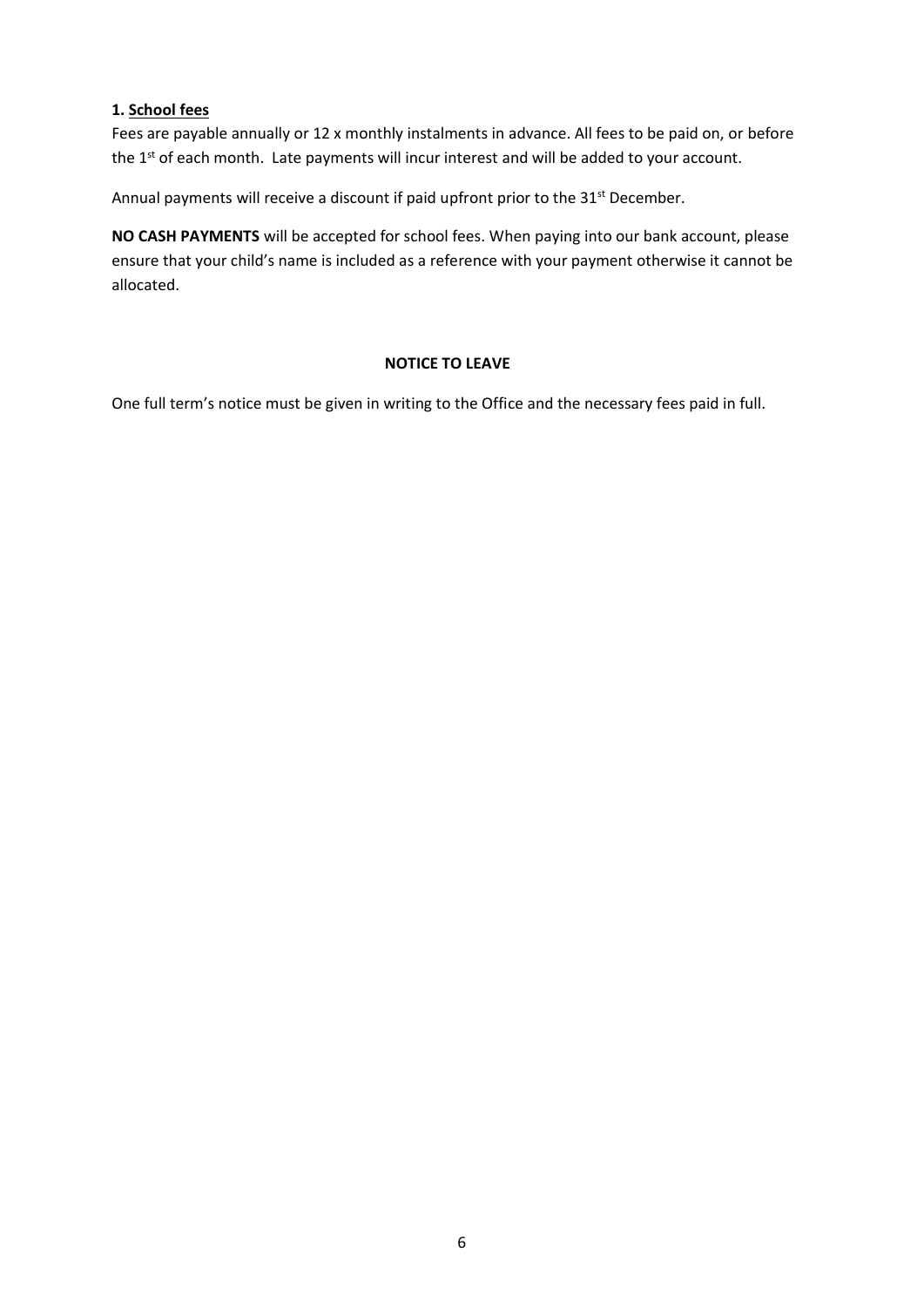**1. <u>School fees</u>**

Fees are payable annually or 12 x monthly instalments in advance. All fees to be paid on, or before the 1st of each month. Late payments will incur interest and will be added to your account.

Annual payments will receive a discount if paid upfront prior to the 31st December.

**NO CASH PAYMENTS** will be accepted for school fees. When paying into our bank account, please ensure that your child's name is included as a reference with your payment otherwise it cannot be allocated.

**NOTICE TO LEAVE**

One full term's notice must be given in writing to the Office and the necessary fees paid in full.